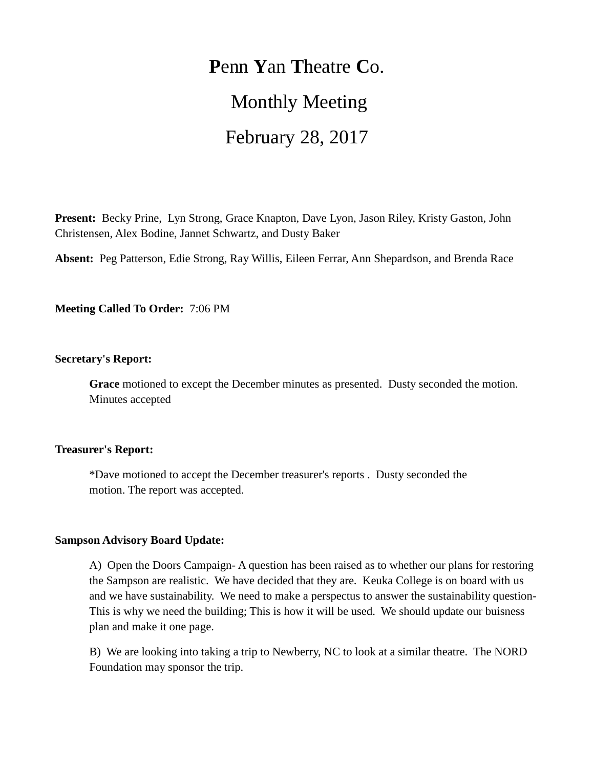# **P**enn **Y**an **T**heatre **C**o.

## Monthly Meeting

## February 28, 2017

**Present:** Becky Prine, Lyn Strong, Grace Knapton, Dave Lyon, Jason Riley, Kristy Gaston, John Christensen, Alex Bodine, Jannet Schwartz, and Dusty Baker

**Absent:** Peg Patterson, Edie Strong, Ray Willis, Eileen Ferrar, Ann Shepardson, and Brenda Race

**Meeting Called To Order:** 7:06 PM

**Secretary's Report:**

> **Grace** motioned to except the December minutes as presented. Dusty seconded the motion. Minutes accepted

**Treasurer's Report:**

> *Dave motioned to accept the December treasurer's reports . Dusty seconded the motion. The report was accepted.

**Sampson Advisory Board Update:**

> A) Open the Doors Campaign- A question has been raised as to whether our plans for restoring the Sampson are realistic. We have decided that they are. Keuka College is on board with us and we have sustainability. We need to make a perspectus to answer the sustainability question- This is why we need the building; This is how it will be used. We should update our buisness plan and make it one page.
>
> B) We are looking into taking a trip to Newberry, NC to look at a similar theatre. The NORD Foundation may sponsor the trip.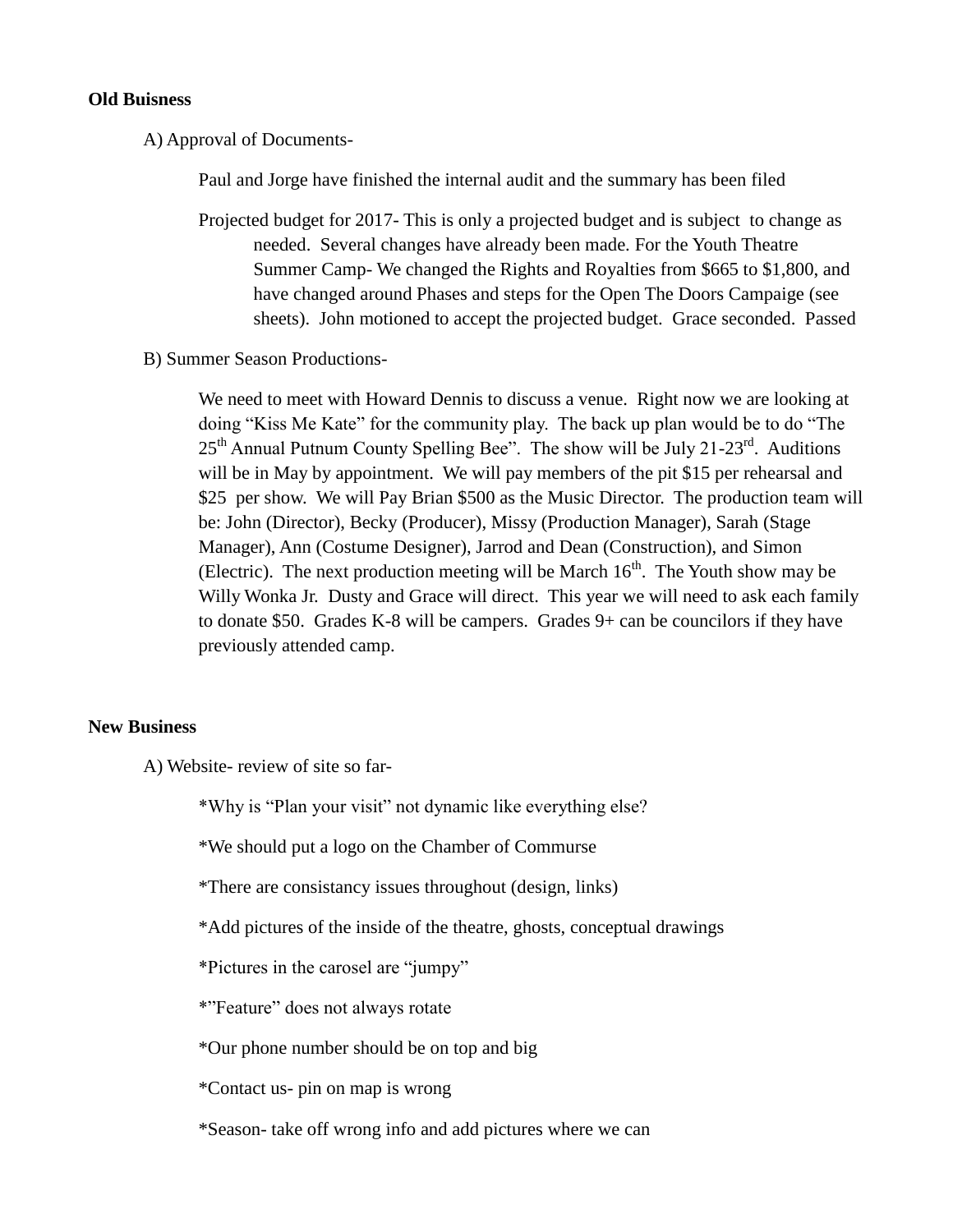**Old Buisness**

A) Approval of Documents-

Paul and Jorge have finished the internal audit and the summary has been filed

Projected budget for 2017- This is only a projected budget and is subject to change as needed. Several changes have already been made. For the Youth Theatre Summer Camp- We changed the Rights and Royalties from $665 to $1,800, and have changed around Phases and steps for the Open The Doors Campaige (see sheets). John motioned to accept the projected budget. Grace seconded. Passed

B) Summer Season Productions-

We need to meet with Howard Dennis to discuss a venue. Right now we are looking at doing "Kiss Me Kate" for the community play. The back up plan would be to do "The 25th Annual Putnum County Spelling Bee". The show will be July 21-23rd. Auditions will be in May by appointment. We will pay members of the pit $15 per rehearsal and $25 per show. We will Pay Brian $500 as the Music Director. The production team will be: John (Director), Becky (Producer), Missy (Production Manager), Sarah (Stage Manager), Ann (Costume Designer), Jarrod and Dean (Construction), and Simon (Electric). The next production meeting will be March 16th. The Youth show may be Willy Wonka Jr. Dusty and Grace will direct. This year we will need to ask each family to donate $50. Grades K-8 will be campers. Grades 9+ can be councilors if they have previously attended camp.

**New Business**

A) Website- review of site so far-

*Why is "Plan your visit" not dynamic like everything else?

*We should put a logo on the Chamber of Commurse

*There are consistancy issues throughout (design, links)

*Add pictures of the inside of the theatre, ghosts, conceptual drawings

*Pictures in the carosel are "jumpy"

*"Feature" does not always rotate

*Our phone number should be on top and big

*Contact us- pin on map is wrong

*Season- take off wrong info and add pictures where we can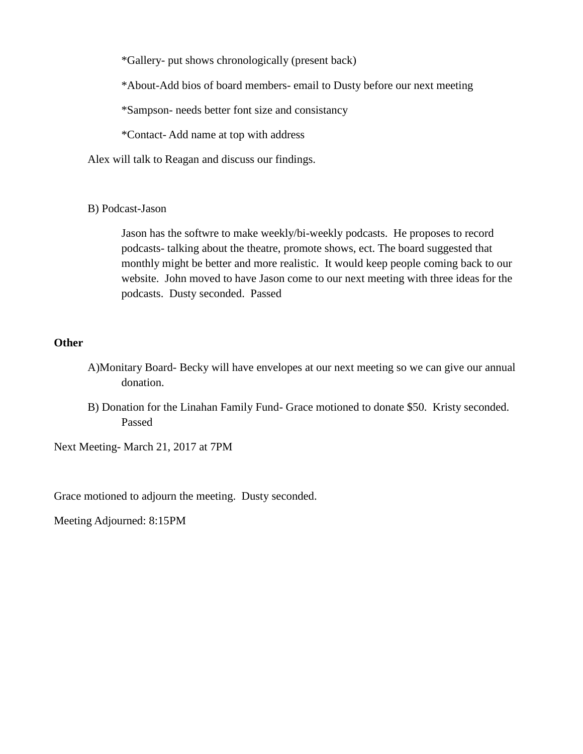*Gallery- put shows chronologically (present back)

*About-Add bios of board members- email to Dusty before our next meeting

*Sampson- needs better font size and consistancy

*Contact- Add name at top with address

Alex will talk to Reagan and discuss our findings.

B) Podcast-Jason

Jason has the softwre to make weekly/bi-weekly podcasts. He proposes to record podcasts- talking about the theatre, promote shows, ect. The board suggested that monthly might be better and more realistic. It would keep people coming back to our website. John moved to have Jason come to our next meeting with three ideas for the podcasts. Dusty seconded. Passed

**Other**

A)Monitary Board- Becky will have envelopes at our next meeting so we can give our annual donation.

B) Donation for the Linahan Family Fund- Grace motioned to donate $50. Kristy seconded. Passed

Next Meeting- March 21, 2017 at 7PM

Grace motioned to adjourn the meeting. Dusty seconded.

Meeting Adjourned: 8:15PM